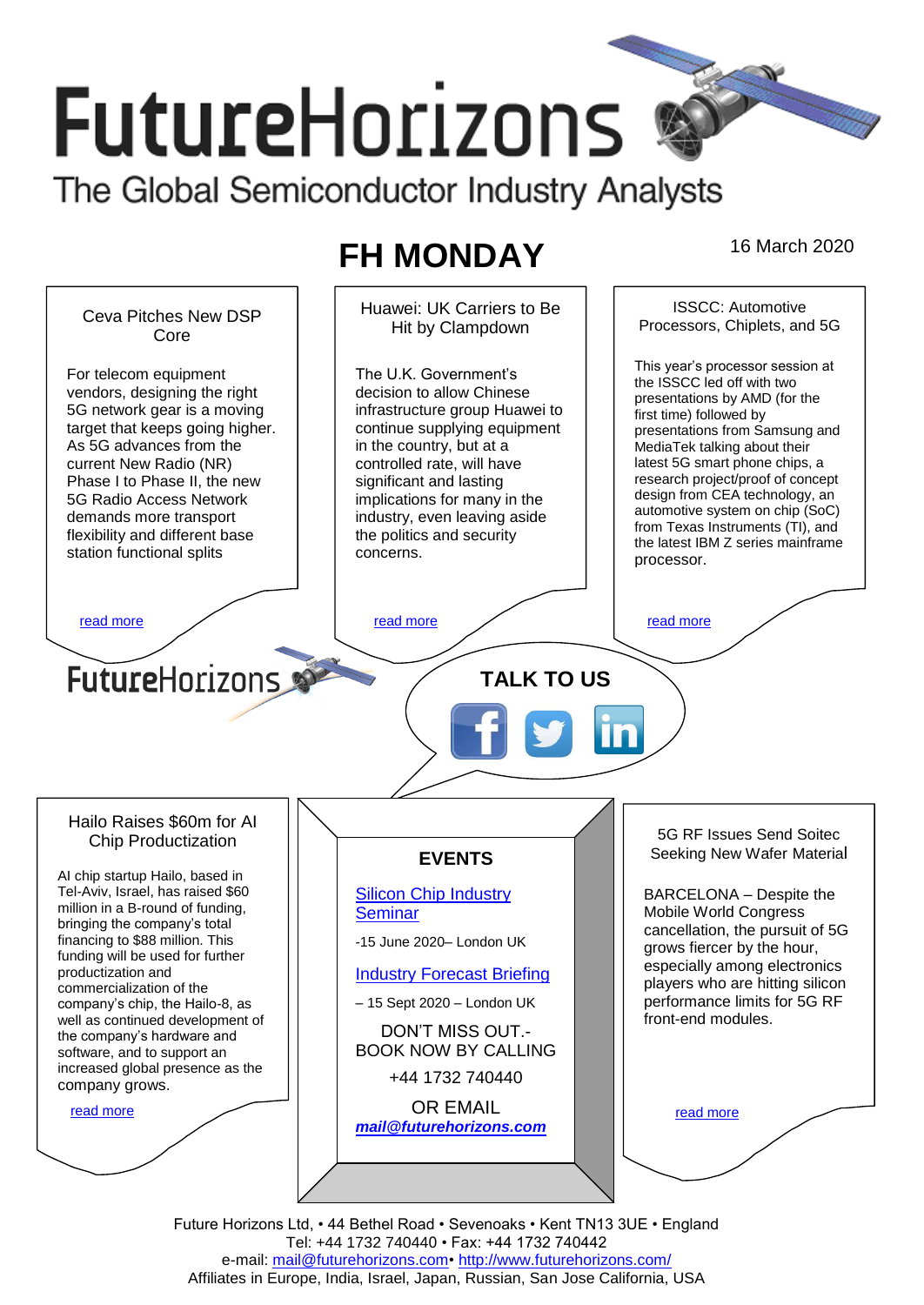# FutureHorizons

The Global Semiconductor Industry Analysts

## FH MONDAY

16 March 2020

### Ceva Pitches New DSP Core

For telecom equipment vendors, designing the right 5G network gear is a moving target that keeps going higher. As 5G advances from the current New Radio (NR) Phase I to Phase II, the new 5G Radio Access Network demands more transport flexibility and different base station functional splits

read more

### Huawei: UK Carriers to Be Hit by Clampdown

The U.K. Government's decision to allow Chinese infrastructure group Huawei to continue supplying equipment in the country, but at a controlled rate, will have significant and lasting implications for many in the industry, even leaving aside the politics and security concerns.

read more

### ISSCC: Automotive Processors, Chiplets, and 5G

This year's processor session at the ISSCC led off with two presentations by AMD (for the first time) followed by presentations from Samsung and MediaTek talking about their latest 5G smart phone chips, a research project/proof of concept design from CEA technology, an automotive system on chip (SoC) from Texas Instruments (TI), and the latest IBM Z series mainframe processor.

read more

FutureHorizons

**TALK TO US**

### Hailo Raises $60m for AI Chip Productization

AI chip startup Hailo, based in Tel-Aviv, Israel, has raised $60 million in a B-round of funding, bringing the company's total financing to $88 million. This funding will be used for further productization and commercialization of the company's chip, the Hailo-8, as well as continued development of the company's hardware and software, and to support an increased global presence as the company grows.

read more

### EVENTS

[Silicon Chip Industry Seminar](#)

-15 June 2020– London UK

[Industry Forecast Briefing](#)

– 15 Sept 2020 – London UK

DON'T MISS OUT.- BOOK NOW BY CALLING

+44 1732 740440

OR EMAIL

***mail@futurehorizons.com***

### 5G RF Issues Send Soitec Seeking New Wafer Material

BARCELONA – Despite the Mobile World Congress cancellation, the pursuit of 5G grows fiercer by the hour, especially among electronics players who are hitting silicon performance limits for 5G RF front-end modules.

read more

Future Horizons Ltd, • 44 Bethel Road • Sevenoaks • Kent TN13 3UE • England
Tel: +44 1732 740440 • Fax: +44 1732 740442
e-mail: mail@futurehorizons.com• http://www.futurehorizons.com/
Affiliates in Europe, India, Israel, Japan, Russian, San Jose California, USA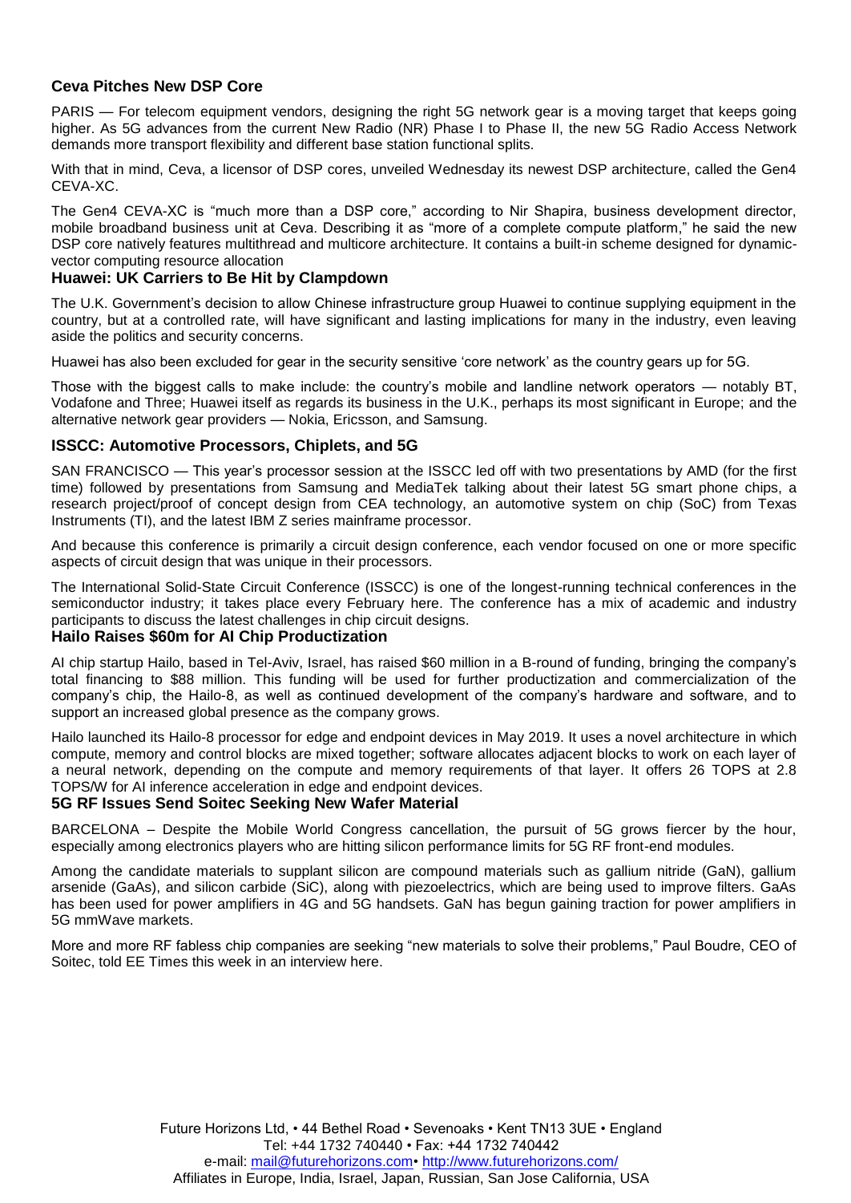### Ceva Pitches New DSP Core

PARIS — For telecom equipment vendors, designing the right 5G network gear is a moving target that keeps going higher. As 5G advances from the current New Radio (NR) Phase I to Phase II, the new 5G Radio Access Network demands more transport flexibility and different base station functional splits.

With that in mind, Ceva, a licensor of DSP cores, unveiled Wednesday its newest DSP architecture, called the Gen4 CEVA-XC.

The Gen4 CEVA-XC is "much more than a DSP core," according to Nir Shapira, business development director, mobile broadband business unit at Ceva. Describing it as "more of a complete compute platform," he said the new DSP core natively features multithread and multicore architecture. It contains a built-in scheme designed for dynamic-vector computing resource allocation

### Huawei: UK Carriers to Be Hit by Clampdown

The U.K. Government's decision to allow Chinese infrastructure group Huawei to continue supplying equipment in the country, but at a controlled rate, will have significant and lasting implications for many in the industry, even leaving aside the politics and security concerns.

Huawei has also been excluded for gear in the security sensitive 'core network' as the country gears up for 5G.

Those with the biggest calls to make include: the country's mobile and landline network operators — notably BT, Vodafone and Three; Huawei itself as regards its business in the U.K., perhaps its most significant in Europe; and the alternative network gear providers — Nokia, Ericsson, and Samsung.

### ISSCC: Automotive Processors, Chiplets, and 5G

SAN FRANCISCO — This year's processor session at the ISSCC led off with two presentations by AMD (for the first time) followed by presentations from Samsung and MediaTek talking about their latest 5G smart phone chips, a research project/proof of concept design from CEA technology, an automotive system on chip (SoC) from Texas Instruments (TI), and the latest IBM Z series mainframe processor.

And because this conference is primarily a circuit design conference, each vendor focused on one or more specific aspects of circuit design that was unique in their processors.

The International Solid-State Circuit Conference (ISSCC) is one of the longest-running technical conferences in the semiconductor industry; it takes place every February here. The conference has a mix of academic and industry participants to discuss the latest challenges in chip circuit designs.

### Hailo Raises $60m for AI Chip Productization

AI chip startup Hailo, based in Tel-Aviv, Israel, has raised $60 million in a B-round of funding, bringing the company's total financing to $88 million. This funding will be used for further productization and commercialization of the company's chip, the Hailo-8, as well as continued development of the company's hardware and software, and to support an increased global presence as the company grows.

Hailo launched its Hailo-8 processor for edge and endpoint devices in May 2019. It uses a novel architecture in which compute, memory and control blocks are mixed together; software allocates adjacent blocks to work on each layer of a neural network, depending on the compute and memory requirements of that layer. It offers 26 TOPS at 2.8 TOPS/W for AI inference acceleration in edge and endpoint devices.

### 5G RF Issues Send Soitec Seeking New Wafer Material

BARCELONA – Despite the Mobile World Congress cancellation, the pursuit of 5G grows fiercer by the hour, especially among electronics players who are hitting silicon performance limits for 5G RF front-end modules.

Among the candidate materials to supplant silicon are compound materials such as gallium nitride (GaN), gallium arsenide (GaAs), and silicon carbide (SiC), along with piezoelectrics, which are being used to improve filters. GaAs has been used for power amplifiers in 4G and 5G handsets. GaN has begun gaining traction for power amplifiers in 5G mmWave markets.

More and more RF fabless chip companies are seeking "new materials to solve their problems," Paul Boudre, CEO of Soitec, told EE Times this week in an interview here.

Future Horizons Ltd, • 44 Bethel Road • Sevenoaks • Kent TN13 3UE • England
Tel: +44 1732 740440 • Fax: +44 1732 740442
e-mail: mail@futurehorizons.com• http://www.futurehorizons.com/
Affiliates in Europe, India, Israel, Japan, Russian, San Jose California, USA